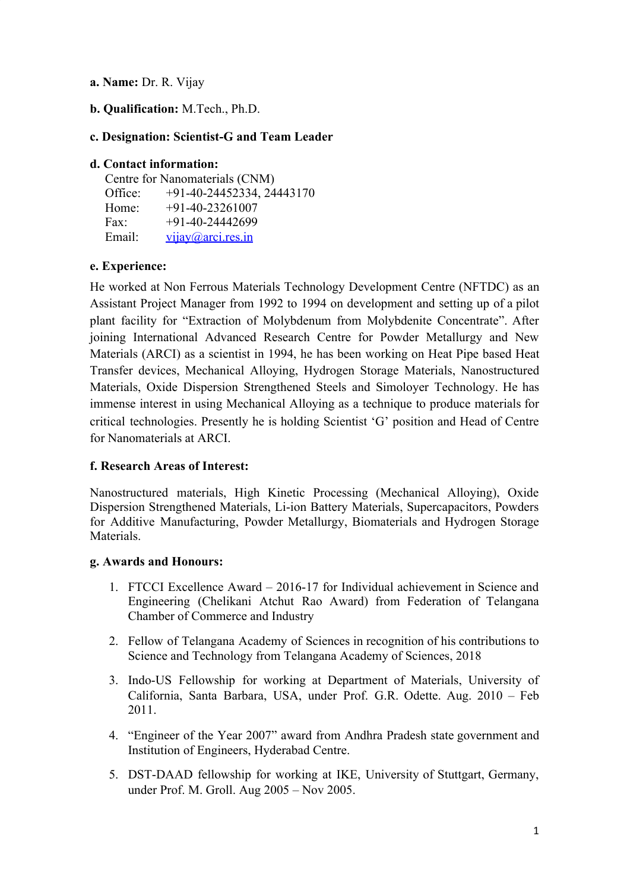**a. Name:** Dr. R. Vijay

**b. Qualification:** M.Tech., Ph.D.

**c. Designation: Scientist-G and Team Leader**

**d. Contact information:**

Centre for Nanomaterials (CNM)
Office: +91-40-24452334, 24443170
Home: +91-40-23261007
Fax: +91-40-24442699
Email: vijay@arci.res.in

**e. Experience:**

He worked at Non Ferrous Materials Technology Development Centre (NFTDC) as an Assistant Project Manager from 1992 to 1994 on development and setting up of a pilot plant facility for "Extraction of Molybdenum from Molybdenite Concentrate". After joining International Advanced Research Centre for Powder Metallurgy and New Materials (ARCI) as a scientist in 1994, he has been working on Heat Pipe based Heat Transfer devices, Mechanical Alloying, Hydrogen Storage Materials, Nanostructured Materials, Oxide Dispersion Strengthened Steels and Simoloyer Technology. He has immense interest in using Mechanical Alloying as a technique to produce materials for critical technologies. Presently he is holding Scientist 'G' position and Head of Centre for Nanomaterials at ARCI.

**f. Research Areas of Interest:**

Nanostructured materials, High Kinetic Processing (Mechanical Alloying), Oxide Dispersion Strengthened Materials, Li-ion Battery Materials, Supercapacitors, Powders for Additive Manufacturing, Powder Metallurgy, Biomaterials and Hydrogen Storage Materials.

**g. Awards and Honours:**

1. FTCCI Excellence Award – 2016-17 for Individual achievement in Science and Engineering (Chelikani Atchut Rao Award) from Federation of Telangana Chamber of Commerce and Industry
2. Fellow of Telangana Academy of Sciences in recognition of his contributions to Science and Technology from Telangana Academy of Sciences, 2018
3. Indo-US Fellowship for working at Department of Materials, University of California, Santa Barbara, USA, under Prof. G.R. Odette. Aug. 2010 – Feb 2011.
4. "Engineer of the Year 2007" award from Andhra Pradesh state government and Institution of Engineers, Hyderabad Centre.
5. DST-DAAD fellowship for working at IKE, University of Stuttgart, Germany, under Prof. M. Groll. Aug 2005 – Nov 2005.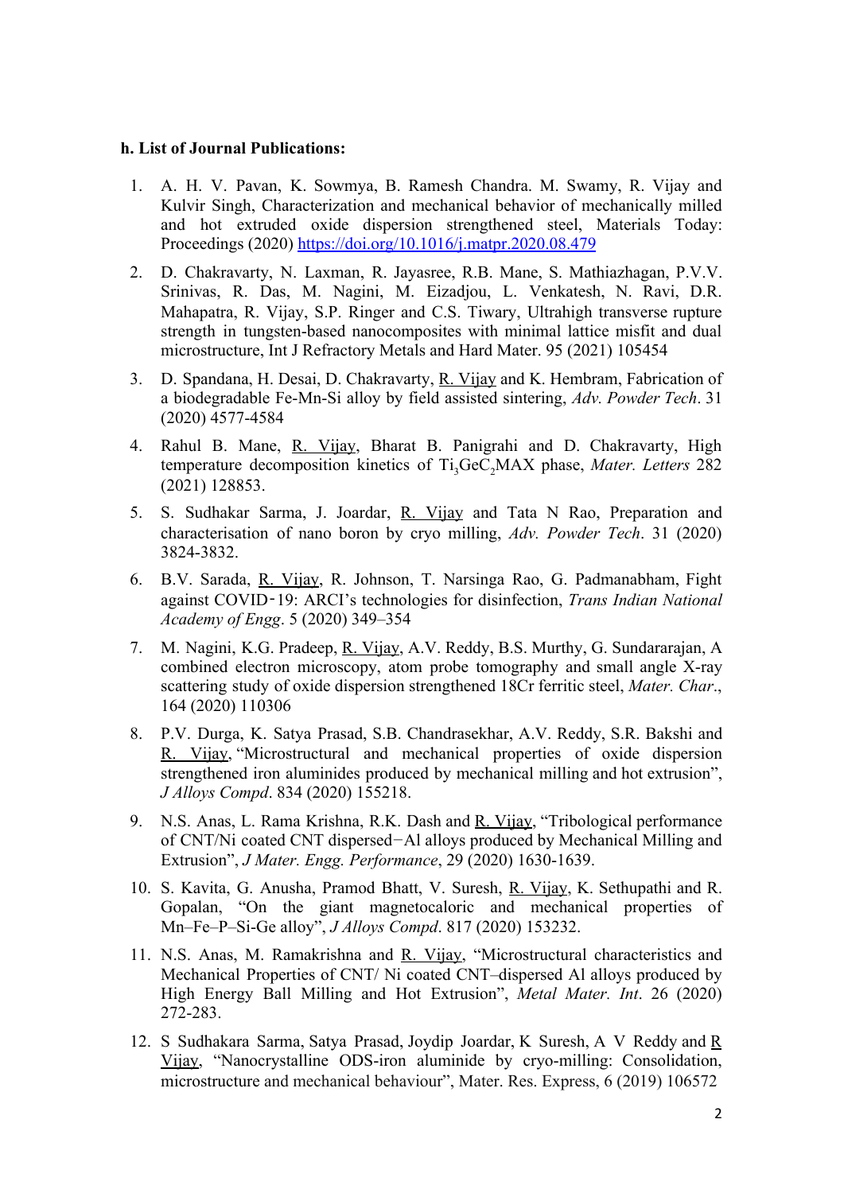**h. List of Journal Publications:**

1. A. H. V. Pavan, K. Sowmya, B. Ramesh Chandra. M. Swamy, R. Vijay and Kulvir Singh, Characterization and mechanical behavior of mechanically milled and hot extruded oxide dispersion strengthened steel, Materials Today: Proceedings (2020) https://doi.org/10.1016/j.matpr.2020.08.479

2. D. Chakravarty, N. Laxman, R. Jayasree, R.B. Mane, S. Mathiazhagan, P.V.V. Srinivas, R. Das, M. Nagini, M. Eizadjou, L. Venkatesh, N. Ravi, D.R. Mahapatra, R. Vijay, S.P. Ringer and C.S. Tiwary, Ultrahigh transverse rupture strength in tungsten-based nanocomposites with minimal lattice misfit and dual microstructure, Int J Refractory Metals and Hard Mater. 95 (2021) 105454

3. D. Spandana, H. Desai, D. Chakravarty, R. Vijay and K. Hembram, Fabrication of a biodegradable Fe-Mn-Si alloy by field assisted sintering, *Adv. Powder Tech*. 31 (2020) 4577-4584

4. Rahul B. Mane, R. Vijay, Bharat B. Panigrahi and D. Chakravarty, High temperature decomposition kinetics of $Ti_3GeC_2$MAX phase, *Mater. Letters* 282 (2021) 128853.

5. S. Sudhakar Sarma, J. Joardar, R. Vijay and Tata N Rao, Preparation and characterisation of nano boron by cryo milling, *Adv. Powder Tech*. 31 (2020) 3824-3832.

6. B.V. Sarada, R. Vijay, R. Johnson, T. Narsinga Rao, G. Padmanabham, Fight against COVID‑19: ARCI's technologies for disinfection, *Trans Indian National Academy of Engg*. 5 (2020) 349–354

7. M. Nagini, K.G. Pradeep, R. Vijay, A.V. Reddy, B.S. Murthy, G. Sundararajan, A combined electron microscopy, atom probe tomography and small angle X-ray scattering study of oxide dispersion strengthened 18Cr ferritic steel, *Mater. Char*., 164 (2020) 110306

8. P.V. Durga, K. Satya Prasad, S.B. Chandrasekhar, A.V. Reddy, S.R. Bakshi and R. Vijay, "Microstructural and mechanical properties of oxide dispersion strengthened iron aluminides produced by mechanical milling and hot extrusion", *J Alloys Compd*. 834 (2020) 155218.

9. N.S. Anas, L. Rama Krishna, R.K. Dash and R. Vijay, "Tribological performance of CNT/Ni coated CNT dispersed−Al alloys produced by Mechanical Milling and Extrusion", *J Mater. Engg. Performance*, 29 (2020) 1630-1639.

10. S. Kavita, G. Anusha, Pramod Bhatt, V. Suresh, R. Vijay, K. Sethupathi and R. Gopalan, "On the giant magnetocaloric and mechanical properties of Mn–Fe–P–Si-Ge alloy", *J Alloys Compd*. 817 (2020) 153232.

11. N.S. Anas, M. Ramakrishna and R. Vijay, "Microstructural characteristics and Mechanical Properties of CNT/ Ni coated CNT–dispersed Al alloys produced by High Energy Ball Milling and Hot Extrusion", *Metal Mater. Int*. 26 (2020) 272-283.

12. S Sudhakara Sarma, Satya Prasad, Joydip Joardar, K Suresh, A V Reddy and R Vijay, "Nanocrystalline ODS-iron aluminide by cryo-milling: Consolidation, microstructure and mechanical behaviour", Mater. Res. Express, 6 (2019) 106572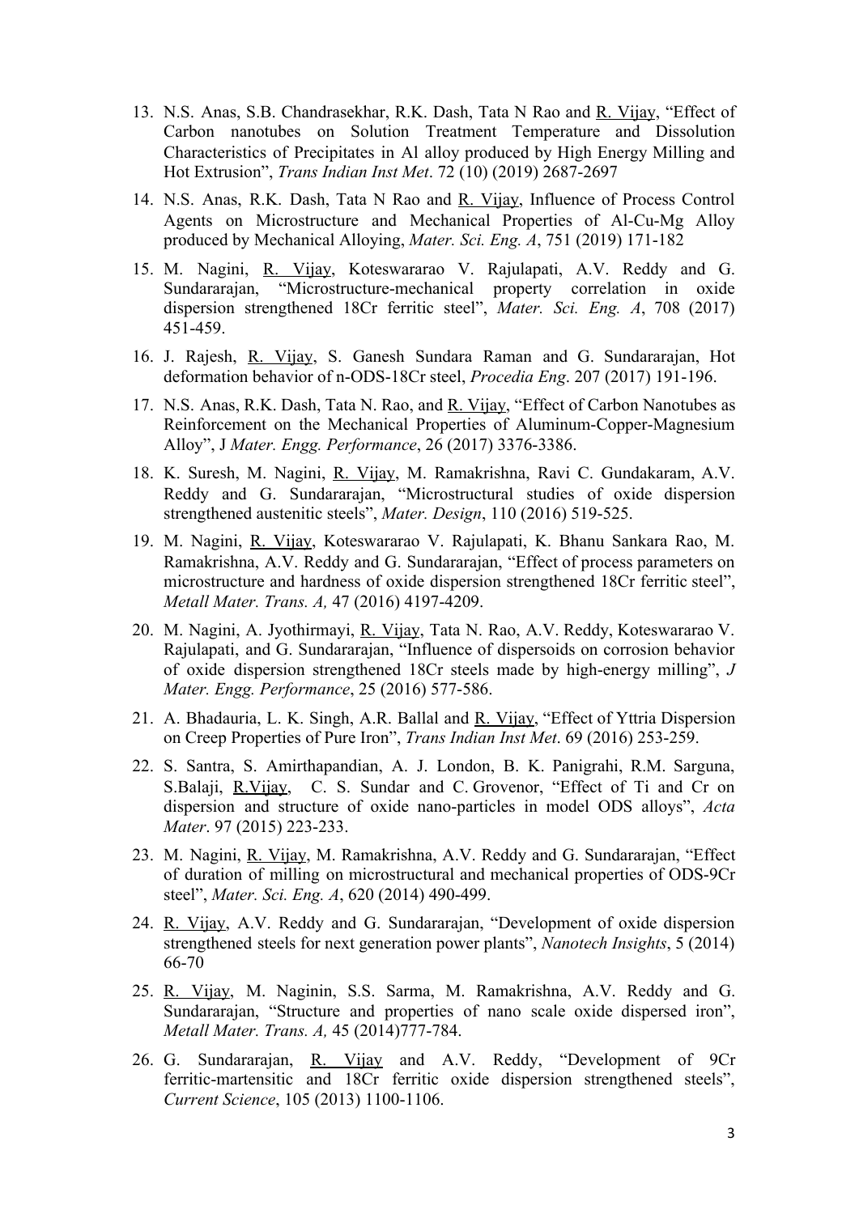13. N.S. Anas, S.B. Chandrasekhar, R.K. Dash, Tata N Rao and R. Vijay, "Effect of Carbon nanotubes on Solution Treatment Temperature and Dissolution Characteristics of Precipitates in Al alloy produced by High Energy Milling and Hot Extrusion", *Trans Indian Inst Met*. 72 (10) (2019) 2687-2697

14. N.S. Anas, R.K. Dash, Tata N Rao and R. Vijay, Influence of Process Control Agents on Microstructure and Mechanical Properties of Al-Cu-Mg Alloy produced by Mechanical Alloying, *Mater. Sci. Eng. A*, 751 (2019) 171-182

15. M. Nagini, R. Vijay, Koteswararao V. Rajulapati, A.V. Reddy and G. Sundararajan, "Microstructure-mechanical property correlation in oxide dispersion strengthened 18Cr ferritic steel", *Mater. Sci. Eng. A*, 708 (2017) 451-459.

16. J. Rajesh, R. Vijay, S. Ganesh Sundara Raman and G. Sundararajan, Hot deformation behavior of n-ODS-18Cr steel, *Procedia Eng*. 207 (2017) 191-196.

17. N.S. Anas, R.K. Dash, Tata N. Rao, and R. Vijay, "Effect of Carbon Nanotubes as Reinforcement on the Mechanical Properties of Aluminum-Copper-Magnesium Alloy", J *Mater. Engg. Performance*, 26 (2017) 3376-3386.

18. K. Suresh, M. Nagini, R. Vijay, M. Ramakrishna, Ravi C. Gundakaram, A.V. Reddy and G. Sundararajan, "Microstructural studies of oxide dispersion strengthened austenitic steels", *Mater. Design*, 110 (2016) 519-525.

19. M. Nagini, R. Vijay, Koteswararao V. Rajulapati, K. Bhanu Sankara Rao, M. Ramakrishna, A.V. Reddy and G. Sundararajan, "Effect of process parameters on microstructure and hardness of oxide dispersion strengthened 18Cr ferritic steel", *Metall Mater. Trans. A,* 47 (2016) 4197-4209.

20. M. Nagini, A. Jyothirmayi, R. Vijay, Tata N. Rao, A.V. Reddy, Koteswararao V. Rajulapati, and G. Sundararajan, "Influence of dispersoids on corrosion behavior of oxide dispersion strengthened 18Cr steels made by high-energy milling", *J Mater. Engg. Performance*, 25 (2016) 577-586.

21. A. Bhadauria, L. K. Singh, A.R. Ballal and R. Vijay, "Effect of Yttria Dispersion on Creep Properties of Pure Iron", *Trans Indian Inst Met*. 69 (2016) 253-259.

22. S. Santra, S. Amirthapandian, A. J. London, B. K. Panigrahi, R.M. Sarguna, S.Balaji, R.Vijay, C. S. Sundar and C. Grovenor, "Effect of Ti and Cr on dispersion and structure of oxide nano-particles in model ODS alloys", *Acta Mater*. 97 (2015) 223-233.

23. M. Nagini, R. Vijay, M. Ramakrishna, A.V. Reddy and G. Sundararajan, "Effect of duration of milling on microstructural and mechanical properties of ODS-9Cr steel", *Mater. Sci. Eng. A*, 620 (2014) 490-499.

24. R. Vijay, A.V. Reddy and G. Sundararajan, "Development of oxide dispersion strengthened steels for next generation power plants", *Nanotech Insights*, 5 (2014) 66-70

25. R. Vijay, M. Naginin, S.S. Sarma, M. Ramakrishna, A.V. Reddy and G. Sundararajan, "Structure and properties of nano scale oxide dispersed iron", *Metall Mater. Trans. A,* 45 (2014)777-784.

26. G. Sundararajan, R. Vijay and A.V. Reddy, "Development of 9Cr ferritic-martensitic and 18Cr ferritic oxide dispersion strengthened steels", *Current Science*, 105 (2013) 1100-1106.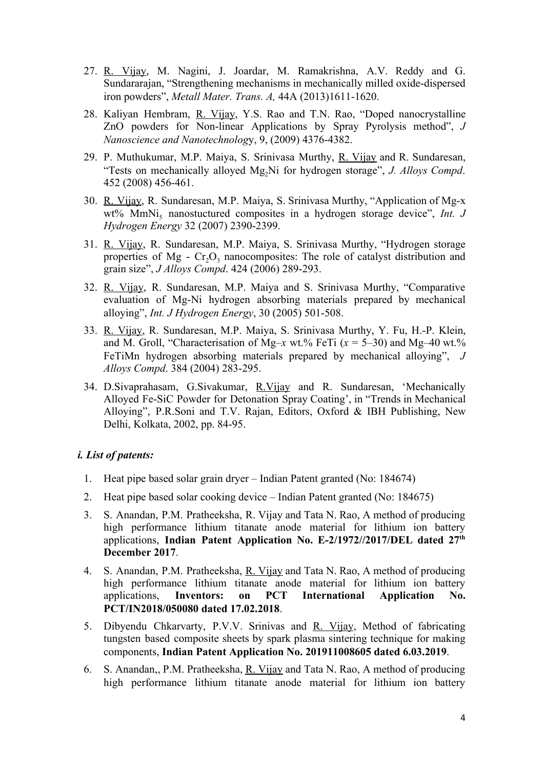27. R. Vijay, M. Nagini, J. Joardar, M. Ramakrishna, A.V. Reddy and G. Sundararajan, "Strengthening mechanisms in mechanically milled oxide-dispersed iron powders", *Metall Mater. Trans. A,* 44A (2013)1611-1620.

28. Kaliyan Hembram, R. Vijay, Y.S. Rao and T.N. Rao, "Doped nanocrystalline ZnO powders for Non-linear Applications by Spray Pyrolysis method", *J Nanoscience and Nanotechnology*, 9, (2009) 4376-4382.

29. P. Muthukumar, M.P. Maiya, S. Srinivasa Murthy, R. Vijay and R. Sundaresan, "Tests on mechanically alloyed $Mg_2Ni$ for hydrogen storage", *J. Alloys Compd*. 452 (2008) 456-461.

30. R. Vijay, R. Sundaresan, M.P. Maiya, S. Srinivasa Murthy, "Application of Mg-x wt% $MmNi_5$ nanostuctured composites in a hydrogen storage device", *Int. J Hydrogen Energy* 32 (2007) 2390-2399.

31. R. Vijay, R. Sundaresan, M.P. Maiya, S. Srinivasa Murthy, "Hydrogen storage properties of Mg - $Cr_2O_3$ nanocomposites: The role of catalyst distribution and grain size", *J Alloys Compd*. 424 (2006) 289-293.

32. R. Vijay, R. Sundaresan, M.P. Maiya and S. Srinivasa Murthy, "Comparative evaluation of Mg-Ni hydrogen absorbing materials prepared by mechanical alloying", *Int. J Hydrogen Energy*, 30 (2005) 501-508.

33. R. Vijay, R. Sundaresan, M.P. Maiya, S. Srinivasa Murthy, Y. Fu, H.-P. Klein, and M. Groll, "Characterisation of Mg–$x$ wt.% FeTi ($x$ = 5–30) and Mg–40 wt.% FeTiMn hydrogen absorbing materials prepared by mechanical alloying", *J Alloys Compd*. 384 (2004) 283-295.

34. D.Sivaprahasam, G.Sivakumar, R.Vijay and R. Sundaresan, 'Mechanically Alloyed Fe-SiC Powder for Detonation Spray Coating', in "Trends in Mechanical Alloying", P.R.Soni and T.V. Rajan, Editors, Oxford & IBH Publishing, New Delhi, Kolkata, 2002, pp. 84-95.

***i. List of patents:***

1. Heat pipe based solar grain dryer – Indian Patent granted (No: 184674)
2. Heat pipe based solar cooking device – Indian Patent granted (No: 184675)
3. S. Anandan, P.M. Pratheeksha, R. Vijay and Tata N. Rao, A method of producing high performance lithium titanate anode material for lithium ion battery applications, **Indian Patent Application No. E-2/1972//2017/DEL dated 27th December 2017**.
4. S. Anandan, P.M. Pratheeksha, R. Vijay and Tata N. Rao, A method of producing high performance lithium titanate anode material for lithium ion battery applications, **Inventors: on PCT International Application No. PCT/IN2018/050080 dated 17.02.2018**.
5. Dibyendu Chkarvarty, P.V.V. Srinivas and R. Vijay, Method of fabricating tungsten based composite sheets by spark plasma sintering technique for making components, **Indian Patent Application No. 201911008605 dated 6.03.2019**.
6. S. Anandan,, P.M. Pratheeksha, R. Vijay and Tata N. Rao, A method of producing high performance lithium titanate anode material for lithium ion battery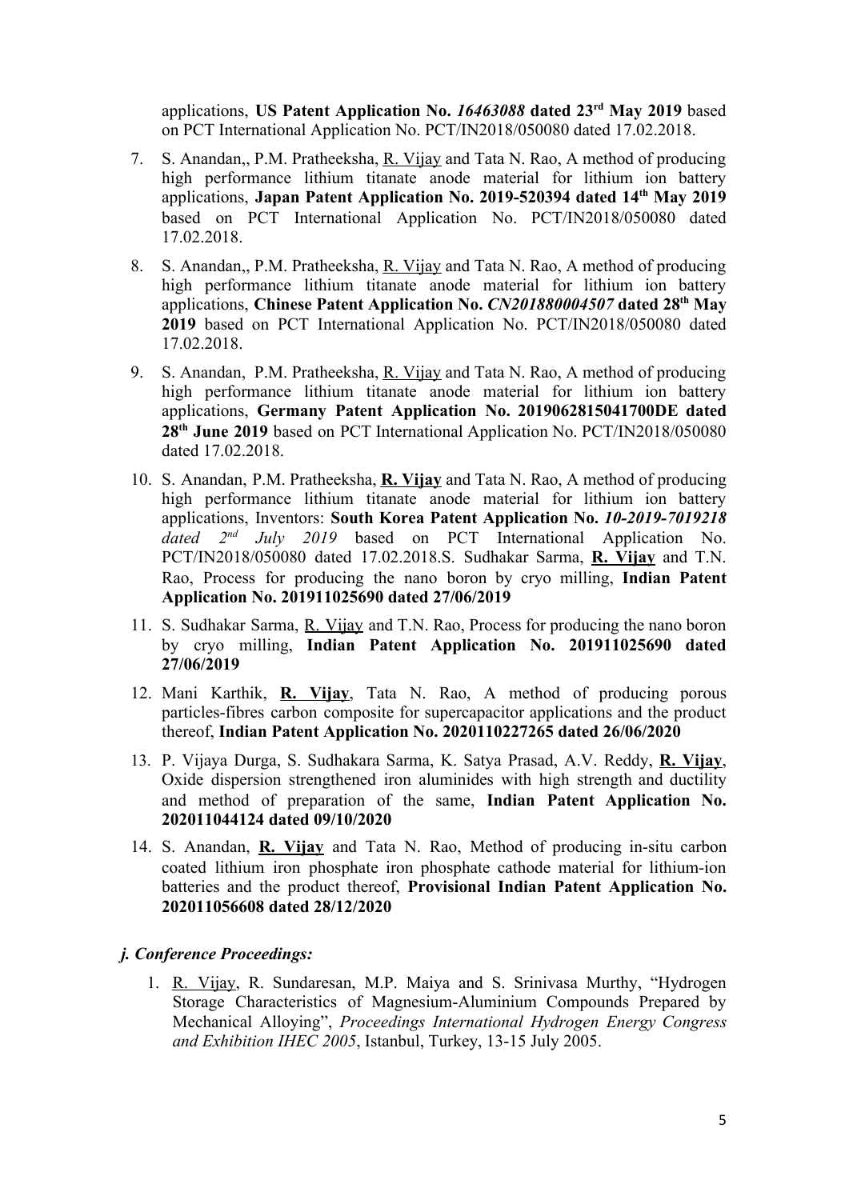applications, **US Patent Application No. *16463088* dated 23rd May 2019** based on PCT International Application No. PCT/IN2018/050080 dated 17.02.2018.

7. S. Anandan,, P.M. Pratheeksha, R. Vijay and Tata N. Rao, A method of producing high performance lithium titanate anode material for lithium ion battery applications, **Japan Patent Application No. 2019-520394 dated 14th May 2019** based on PCT International Application No. PCT/IN2018/050080 dated 17.02.2018.
8. S. Anandan,, P.M. Pratheeksha, R. Vijay and Tata N. Rao, A method of producing high performance lithium titanate anode material for lithium ion battery applications, **Chinese Patent Application No. *CN201880004507* dated 28th May 2019** based on PCT International Application No. PCT/IN2018/050080 dated 17.02.2018.
9. S. Anandan, P.M. Pratheeksha, R. Vijay and Tata N. Rao, A method of producing high performance lithium titanate anode material for lithium ion battery applications, **Germany Patent Application No. 2019062815041700DE dated 28th June 2019** based on PCT International Application No. PCT/IN2018/050080 dated 17.02.2018.
10. S. Anandan, P.M. Pratheeksha, **R. Vijay** and Tata N. Rao, A method of producing high performance lithium titanate anode material for lithium ion battery applications, Inventors: **South Korea Patent Application No. *10-2019-7019218*** *dated 2nd July 2019* based on PCT International Application No. PCT/IN2018/050080 dated 17.02.2018.S. Sudhakar Sarma, **R. Vijay** and T.N. Rao, Process for producing the nano boron by cryo milling, **Indian Patent Application No. 201911025690 dated 27/06/2019**
11. S. Sudhakar Sarma, R. Vijay and T.N. Rao, Process for producing the nano boron by cryo milling, **Indian Patent Application No. 201911025690 dated 27/06/2019**
12. Mani Karthik, **R. Vijay**, Tata N. Rao, A method of producing porous particles-fibres carbon composite for supercapacitor applications and the product thereof, **Indian Patent Application No. 2020110227265 dated 26/06/2020**
13. P. Vijaya Durga, S. Sudhakara Sarma, K. Satya Prasad, A.V. Reddy, **R. Vijay**, Oxide dispersion strengthened iron aluminides with high strength and ductility and method of preparation of the same, **Indian Patent Application No. 202011044124 dated 09/10/2020**
14. S. Anandan, **R. Vijay** and Tata N. Rao, Method of producing in-situ carbon coated lithium iron phosphate iron phosphate cathode material for lithium-ion batteries and the product thereof, **Provisional Indian Patent Application No. 202011056608 dated 28/12/2020**

### *j. Conference Proceedings:*

1. R. Vijay, R. Sundaresan, M.P. Maiya and S. Srinivasa Murthy, "Hydrogen Storage Characteristics of Magnesium-Aluminium Compounds Prepared by Mechanical Alloying", *Proceedings International Hydrogen Energy Congress and Exhibition IHEC 2005*, Istanbul, Turkey, 13-15 July 2005.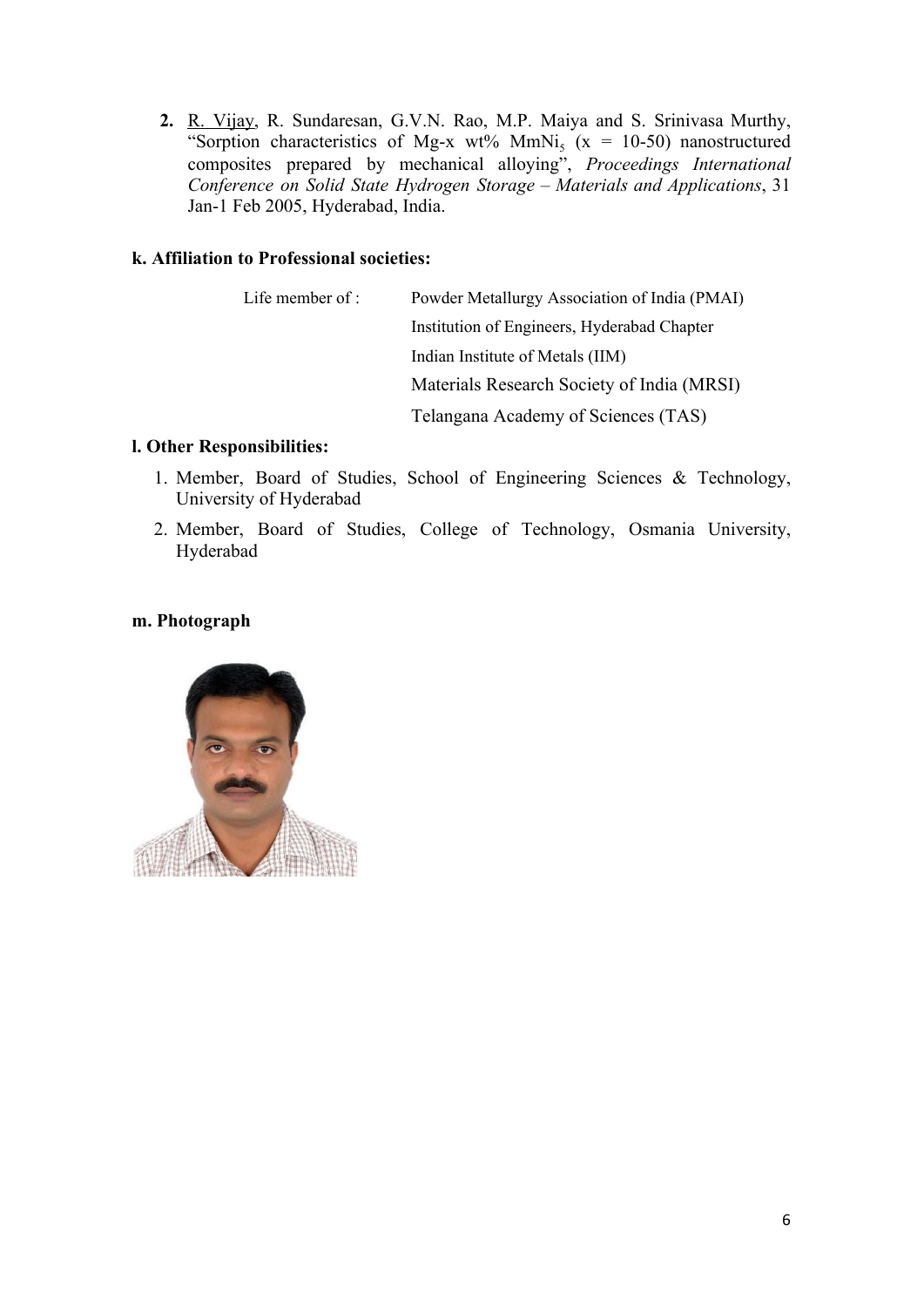2. R. Vijay, R. Sundaresan, G.V.N. Rao, M.P. Maiya and S. Srinivasa Murthy, "Sorption characteristics of Mg-x wt% $MmNi_5$ (x = 10-50) nanostructured composites prepared by mechanical alloying", *Proceedings International Conference on Solid State Hydrogen Storage – Materials and Applications*, 31 Jan-1 Feb 2005, Hyderabad, India.

**k. Affiliation to Professional societies:**

Life member of :

- Powder Metallurgy Association of India (PMAI)
- Institution of Engineers, Hyderabad Chapter
- Indian Institute of Metals (IIM)
- Materials Research Society of India (MRSI)
- Telangana Academy of Sciences (TAS)

**l. Other Responsibilities:**

1. Member, Board of Studies, School of Engineering Sciences & Technology, University of Hyderabad
2. Member, Board of Studies, College of Technology, Osmania University, Hyderabad

**m. Photograph**